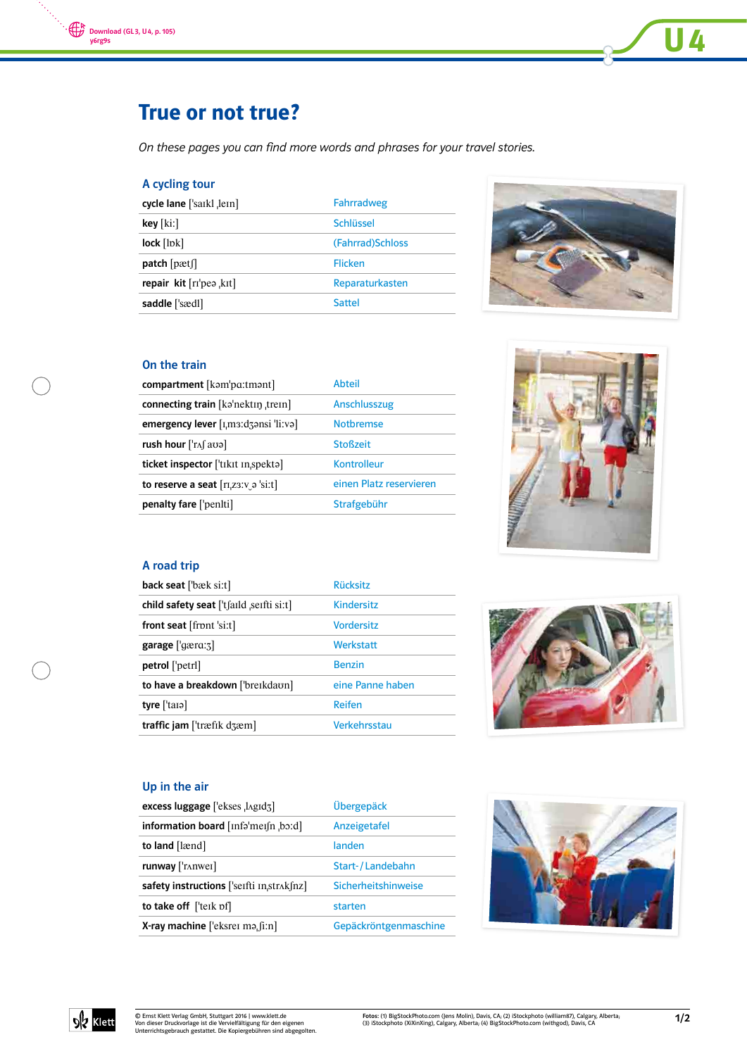Download (GL 3, U 4, p. 105)
y6rg9s

# True or not true?

*On these pages you can find more words and phrases for your travel stories.*

## A cycling tour

| | |
|---|---|
| **cycle lane** ['saɪkl ˌleɪn] | Fahrradweg |
| **key** [kiː] | Schlüssel |
| **lock** [lɒk] | (Fahrrad)Schloss |
| **patch** [pætʃ] | Flicken |
| **repair kit** [rɪ'peə ˌkɪt] | Reparaturkasten |
| **saddle** ['sædl] | Sattel |

## On the train

| | |
|---|---|
| **compartment** [kəm'pɑːtmənt] | Abteil |
| **connecting train** [kə'nektɪŋ ˌtreɪn] | Anschlusszug |
| **emergency lever** [ɪˌmɜːdʒənsi 'liːvə] | Notbremse |
| **rush hour** ['rʌʃ aʊə] | Stoßzeit |
| **ticket inspector** ['tɪkɪt ɪnˌspektə] | Kontrolleur |
| **to reserve a seat** [rɪˌzɜːv_ə 'siːt] | einen Platz reservieren |
| **penalty fare** ['penlti] | Strafgebühr |

## A road trip

| | |
|---|---|
| **back seat** ['bæk siːt] | Rücksitz |
| **child safety seat** ['tʃaɪld ˌseɪfti siːt] | Kindersitz |
| **front seat** [frʌnt 'siːt] | Vordersitz |
| **garage** ['gærɑːʒ] | Werkstatt |
| **petrol** ['petrl] | Benzin |
| **to have a breakdown** ['breɪkdaʊn] | eine Panne haben |
| **tyre** ['taɪə] | Reifen |
| **traffic jam** ['træfɪk dʒæm] | Verkehrsstau |

## Up in the air

| | |
|---|---|
| **excess luggage** ['ekses ˌlʌgɪdʒ] | Übergepäck |
| **information board** [ɪnfə'meɪʃn ˌbɔːd] | Anzeigetafel |
| **to land** [lænd] | landen |
| **runway** ['rʌnweɪ] | Start-/Landebahn |
| **safety instructions** ['seɪfti ɪnˌstrʌkʃnz] | Sicherheitshinweise |
| **to take off** ['teɪk ɒf] | starten |
| **X-ray machine** ['eksreɪ məˌʃiːn] | Gepäckröntgenmaschine |

© Ernst Klett Verlag GmbH, Stuttgart 2016 | www.klett.de
Von dieser Druckvorlage ist die Vervielfältigung für den eigenen Unterrichtsgebrauch gestattet. Die Kopiergebühren sind abgegolten.

**Fotos:** (1) BigStockPhoto.com (Jens Molin), Davis, CA; (2) iStockphoto (william87), Calgary, Alberta; (3) iStockphoto (XiXinXing), Calgary, Alberta; (4) BigStockPhoto.com (withgod), Davis, CA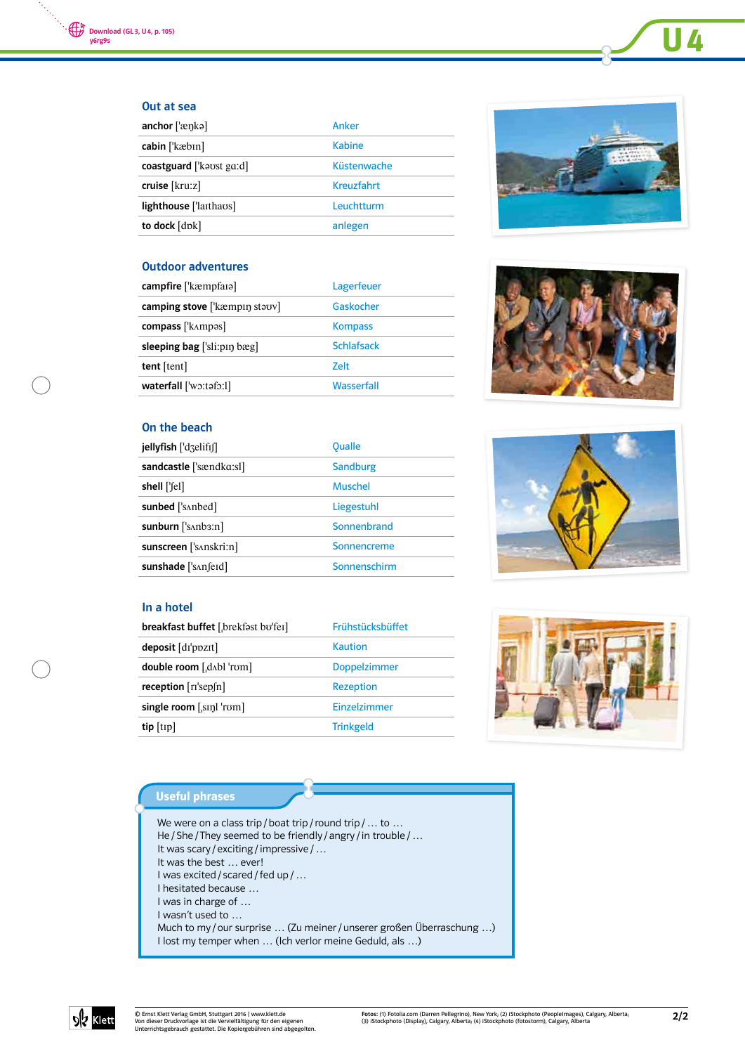Download (GL 3, U 4, p. 105)
y6rg9s

## Out at sea

| | |
|---|---|
| **anchor** ['æŋkə] | Anker |
| **cabin** ['kæbɪn] | Kabine |
| **coastguard** ['kəʊst gɑ:d] | Küstenwache |
| **cruise** [kru:z] | Kreuzfahrt |
| **lighthouse** ['laɪthaʊs] | Leuchtturm |
| **to dock** [dɒk] | anlegen |

## Outdoor adventures

| | |
|---|---|
| **campfire** ['kæmpfaɪə] | Lagerfeuer |
| **camping stove** ['kæmpɪŋ stəʊv] | Gaskocher |
| **compass** ['kʌmpəs] | Kompass |
| **sleeping bag** ['sli:pɪŋ bæg] | Schlafsack |
| **tent** [tent] | Zelt |
| **waterfall** ['wɔ:təfɔ:l] | Wasserfall |

## On the beach

| | |
|---|---|
| **jellyfish** ['dʒelifɪʃ] | Qualle |
| **sandcastle** ['sændkɑ:sl] | Sandburg |
| **shell** [ʃel] | Muschel |
| **sunbed** ['sʌnbed] | Liegestuhl |
| **sunburn** ['sʌnbɜ:n] | Sonnenbrand |
| **sunscreen** ['sʌnskri:n] | Sonnencreme |
| **sunshade** ['sʌnʃeɪd] | Sonnenschirm |

## In a hotel

| | |
|---|---|
| **breakfast buffet** [ˌbrekfəst bʊ'feɪ] | Frühstücksbüffet |
| **deposit** [dɪ'pɒzɪt] | Kaution |
| **double room** [ˌdʌbl 'rʊm] | Doppelzimmer |
| **reception** [rɪ'sepʃn] | Rezeption |
| **single room** [ˌsɪŋl 'rʊm] | Einzelzimmer |
| **tip** [tɪp] | Trinkgeld |

## Useful phrases

We were on a class trip / boat trip / round trip / … to …
He / She / They seemed to be friendly / angry / in trouble / …
It was scary / exciting / impressive / …
It was the best … ever!
I was excited / scared / fed up / …
I hesitated because …
I was in charge of …
I wasn't used to …
Much to my / our surprise … (Zu meiner / unserer großen Überraschung …)
I lost my temper when … (Ich verlor meine Geduld, als …)

© Ernst Klett Verlag GmbH, Stuttgart 2016 | www.klett.de
Von dieser Druckvorlage ist die Vervielfältigung für den eigenen Unterrichtsgebrauch gestattet. Die Kopiergebühren sind abgegolten.

Fotos: (1) Fotolia.com (Darren Pellegrino), New York; (2) iStockphoto (PeopleImages), Calgary, Alberta; (3) iStockphoto (Display), Calgary, Alberta; (4) iStockphoto (fotostorm), Calgary, Alberta